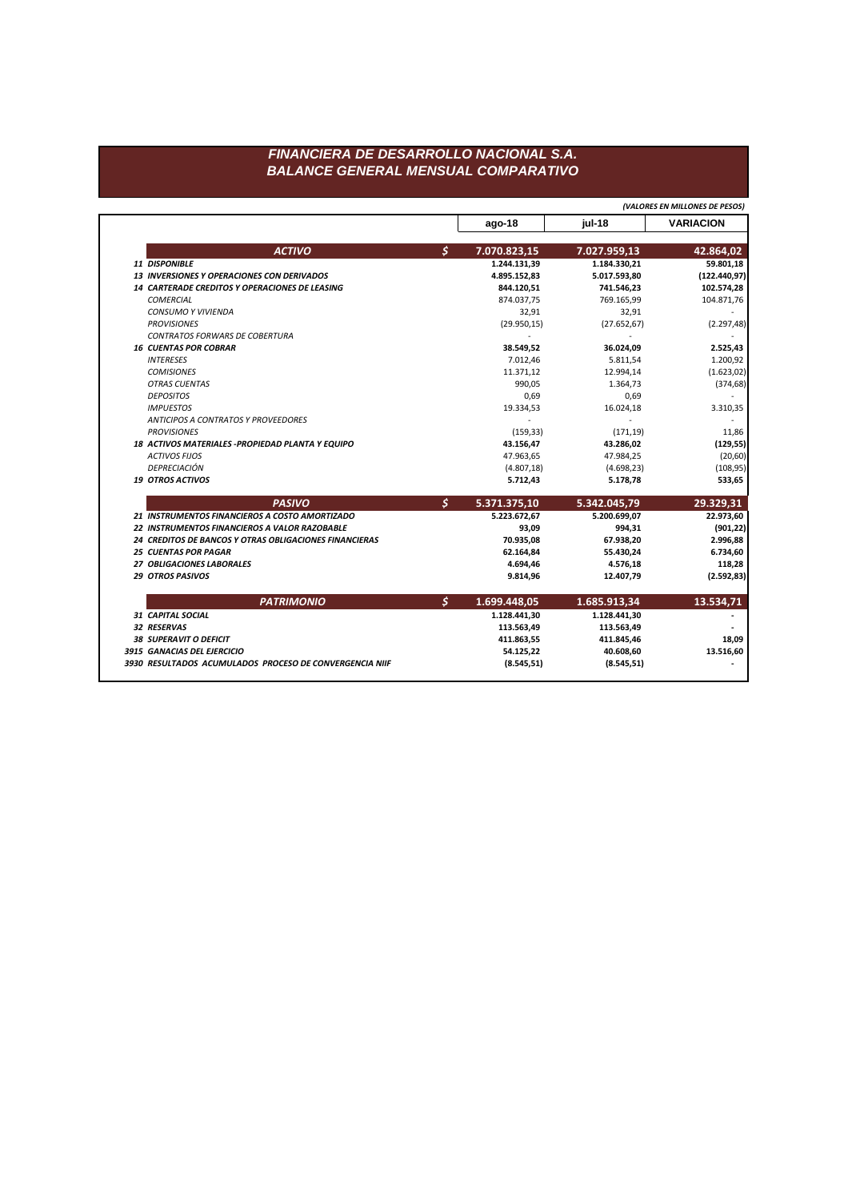# FINANCIERA DE DESARROLLO NACIONAL S.A.
## BALANCE GENERAL MENSUAL COMPARATIVO

*(VALORES EN MILLONES DE PESOS)*

| | | ago-18 | jul-18 | VARIACION |
|---|---|---|---|---|
| **ACTIVO** | **$** | **7.070.823,15** | **7.027.959,13** | **42.864,02** |
| **11 DISPONIBLE** | | **1.244.131,39** | **1.184.330,21** | **59.801,18** |
| **13 INVERSIONES Y OPERACIONES CON DERIVADOS** | | **4.895.152,83** | **5.017.593,80** | **(122.440,97)** |
| **14 CARTERADE CREDITOS Y OPERACIONES DE LEASING** | | **844.120,51** | **741.546,23** | **102.574,28** |
| *COMERCIAL* | | 874.037,75 | 769.165,99 | 104.871,76 |
| *CONSUMO Y VIVIENDA* | | 32,91 | 32,91 | - |
| *PROVISIONES* | | (29.950,15) | (27.652,67) | (2.297,48) |
| *CONTRATOS FORWARS DE COBERTURA* | | - | - | - |
| **16 CUENTAS POR COBRAR** | | **38.549,52** | **36.024,09** | **2.525,43** |
| *INTERESES* | | 7.012,46 | 5.811,54 | 1.200,92 |
| *COMISIONES* | | 11.371,12 | 12.994,14 | (1.623,02) |
| *OTRAS CUENTAS* | | 990,05 | 1.364,73 | (374,68) |
| *DEPOSITOS* | | 0,69 | 0,69 | - |
| *IMPUESTOS* | | 19.334,53 | 16.024,18 | 3.310,35 |
| *ANTICIPOS A CONTRATOS Y PROVEEDORES* | | - | - | - |
| *PROVISIONES* | | (159,33) | (171,19) | 11,86 |
| **18 ACTIVOS MATERIALES -PROPIEDAD PLANTA Y EQUIPO** | | **43.156,47** | **43.286,02** | **(129,55)** |
| *ACTIVOS FIJOS* | | 47.963,65 | 47.984,25 | (20,60) |
| *DEPRECIACIÓN* | | (4.807,18) | (4.698,23) | (108,95) |
| **19 OTROS ACTIVOS** | | **5.712,43** | **5.178,78** | **533,65** |
| **PASIVO** | **$** | **5.371.375,10** | **5.342.045,79** | **29.329,31** |
| **21 INSTRUMENTOS FINANCIEROS A COSTO AMORTIZADO** | | **5.223.672,67** | **5.200.699,07** | **22.973,60** |
| **22 INSTRUMENTOS FINANCIEROS A VALOR RAZOBABLE** | | **93,09** | **994,31** | **(901,22)** |
| **24 CREDITOS DE BANCOS Y OTRAS OBLIGACIONES FINANCIERAS** | | **70.935,08** | **67.938,20** | **2.996,88** |
| **25 CUENTAS POR PAGAR** | | **62.164,84** | **55.430,24** | **6.734,60** |
| **27 OBLIGACIONES LABORALES** | | **4.694,46** | **4.576,18** | **118,28** |
| **29 OTROS PASIVOS** | | **9.814,96** | **12.407,79** | **(2.592,83)** |
| **PATRIMONIO** | **$** | **1.699.448,05** | **1.685.913,34** | **13.534,71** |
| **31 CAPITAL SOCIAL** | | **1.128.441,30** | **1.128.441,30** | **-** |
| **32 RESERVAS** | | **113.563,49** | **113.563,49** | **-** |
| **38 SUPERAVIT O DEFICIT** | | **411.863,55** | **411.845,46** | **18,09** |
| **3915 GANACIAS DEL EJERCICIO** | | **54.125,22** | **40.608,60** | **13.516,60** |
| **3930 RESULTADOS ACUMULADOS PROCESO DE CONVERGENCIA NIIF** | | **(8.545,51)** | **(8.545,51)** | **-** |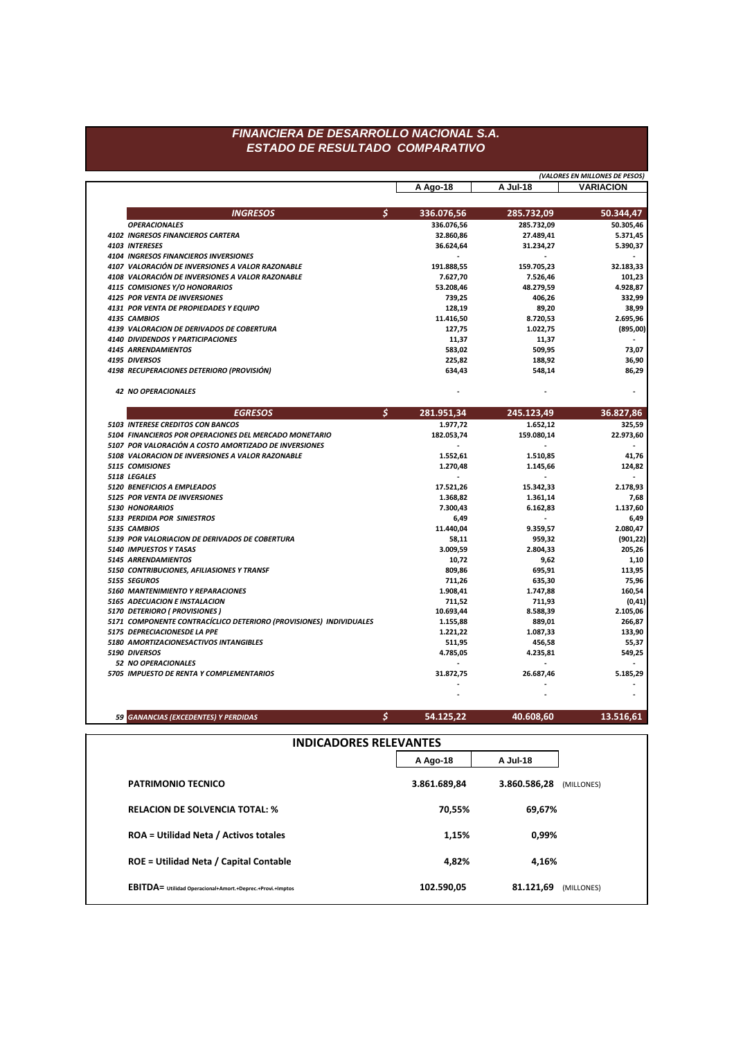# FINANCIERA DE DESARROLLO NACIONAL S.A.
## ESTADO DE RESULTADO COMPARATIVO

*(VALORES EN MILLONES DE PESOS)*

| | | A Ago-18 | A Jul-18 | VARIACION |
|---|---|---|---|---|
| **INGRESOS** | $ | 336.076,56 | 285.732,09 | 50.344,47 |
| OPERACIONALES | | 336.076,56 | 285.732,09 | 50.305,46 |
| 4102 INGRESOS FINANCIEROS CARTERA | | 32.860,86 | 27.489,41 | 5.371,45 |
| 4103 INTERESES | | 36.624,64 | 31.234,27 | 5.390,37 |
| 4104 INGRESOS FINANCIEROS INVERSIONES | | - | - | - |
| 4107 VALORACIÓN DE INVERSIONES A VALOR RAZONABLE | | 191.888,55 | 159.705,23 | 32.183,33 |
| 4108 VALORACIÓN DE INVERSIONES A VALOR RAZONABLE | | 7.627,70 | 7.526,46 | 101,23 |
| 4115 COMISIONES Y/O HONORARIOS | | 53.208,46 | 48.279,59 | 4.928,87 |
| 4125 POR VENTA DE INVERSIONES | | 739,25 | 406,26 | 332,99 |
| 4131 POR VENTA DE PROPIEDADES Y EQUIPO | | 128,19 | 89,20 | 38,99 |
| 4135 CAMBIOS | | 11.416,50 | 8.720,53 | 2.695,96 |
| 4139 VALORACION DE DERIVADOS DE COBERTURA | | 127,75 | 1.022,75 | (895,00) |
| 4140 DIVIDENDOS Y PARTICIPACIONES | | 11,37 | 11,37 | - |
| 4145 ARRENDAMIENTOS | | 583,02 | 509,95 | 73,07 |
| 4195 DIVERSOS | | 225,82 | 188,92 | 36,90 |
| 4198 RECUPERACIONES DETERIORO (PROVISIÓN) | | 634,43 | 548,14 | 86,29 |
| 42 NO OPERACIONALES | | - | - | - |
| **EGRESOS** | $ | 281.951,34 | 245.123,49 | 36.827,86 |
| 5103 INTERESE CREDITOS CON BANCOS | | 1.977,72 | 1.652,12 | 325,59 |
| 5104 FINANCIEROS POR OPERACIONES DEL MERCADO MONETARIO | | 182.053,74 | 159.080,14 | 22.973,60 |
| 5107 POR VALORACIÓN A COSTO AMORTIZADO DE INVERSIONES | | - | - | - |
| 5108 VALORACION DE INVERSIONES A VALOR RAZONABLE | | 1.552,61 | 1.510,85 | 41,76 |
| 5115 COMISIONES | | 1.270,48 | 1.145,66 | 124,82 |
| 5118 LEGALES | | - | - | - |
| 5120 BENEFICIOS A EMPLEADOS | | 17.521,26 | 15.342,33 | 2.178,93 |
| 5125 POR VENTA DE INVERSIONES | | 1.368,82 | 1.361,14 | 7,68 |
| 5130 HONORARIOS | | 7.300,43 | 6.162,83 | 1.137,60 |
| 5133 PERDIDA POR SINIESTROS | | 6,49 | - | 6,49 |
| 5135 CAMBIOS | | 11.440,04 | 9.359,57 | 2.080,47 |
| 5139 POR VALORIACION DE DERIVADOS DE COBERTURA | | 58,11 | 959,32 | (901,22) |
| 5140 IMPUESTOS Y TASAS | | 3.009,59 | 2.804,33 | 205,26 |
| 5145 ARRENDAMIENTOS | | 10,72 | 9,62 | 1,10 |
| 5150 CONTRIBUCIONES, AFILIASIONES Y TRANSF | | 809,86 | 695,91 | 113,95 |
| 5155 SEGUROS | | 711,26 | 635,30 | 75,96 |
| 5160 MANTENIMIENTO Y REPARACIONES | | 1.908,41 | 1.747,88 | 160,54 |
| 5165 ADECUACION E INSTALACION | | 711,52 | 711,93 | (0,41) |
| 5170 DETERIORO ( PROVISIONES ) | | 10.693,44 | 8.588,39 | 2.105,06 |
| 5171 COMPONENTE CONTRACÍCLICO DETERIORO (PROVISIONES) INDIVIDUALES | | 1.155,88 | 889,01 | 266,87 |
| 5175 DEPRECIACIONESDE LA PPE | | 1.221,22 | 1.087,33 | 133,90 |
| 5180 AMORTIZACIONESACTIVOS INTANGIBLES | | 511,95 | 456,58 | 55,37 |
| 5190 DIVERSOS | | 4.785,05 | 4.235,81 | 549,25 |
| 52 NO OPERACIONALES | | - | - | - |
| 5705 IMPUESTO DE RENTA Y COMPLEMENTARIOS | | 31.872,75 | 26.687,46 | 5.185,29 |
| | | - | - | - |
| | | - | - | - |
| 59 GANANCIAS (EXCEDENTES) Y PERDIDAS | $ | 54.125,22 | 40.608,60 | 13.516,61 |

## INDICADORES RELEVANTES

| | A Ago-18 | A Jul-18 | |
|---|---|---|---|
| **PATRIMONIO TECNICO** | 3.861.689,84 | 3.860.586,28 | (MILLONES) |
| **RELACION DE SOLVENCIA TOTAL: %** | 70,55% | 69,67% | |
| **ROA = Utilidad Neta / Activos totales** | 1,15% | 0,99% | |
| **ROE = Utilidad Neta / Capital Contable** | 4,82% | 4,16% | |
| **EBITDA=** Utilidad Operacional+Amort.+Deprec.+Provi.+Imptos | 102.590,05 | 81.121,69 | (MILLONES) |